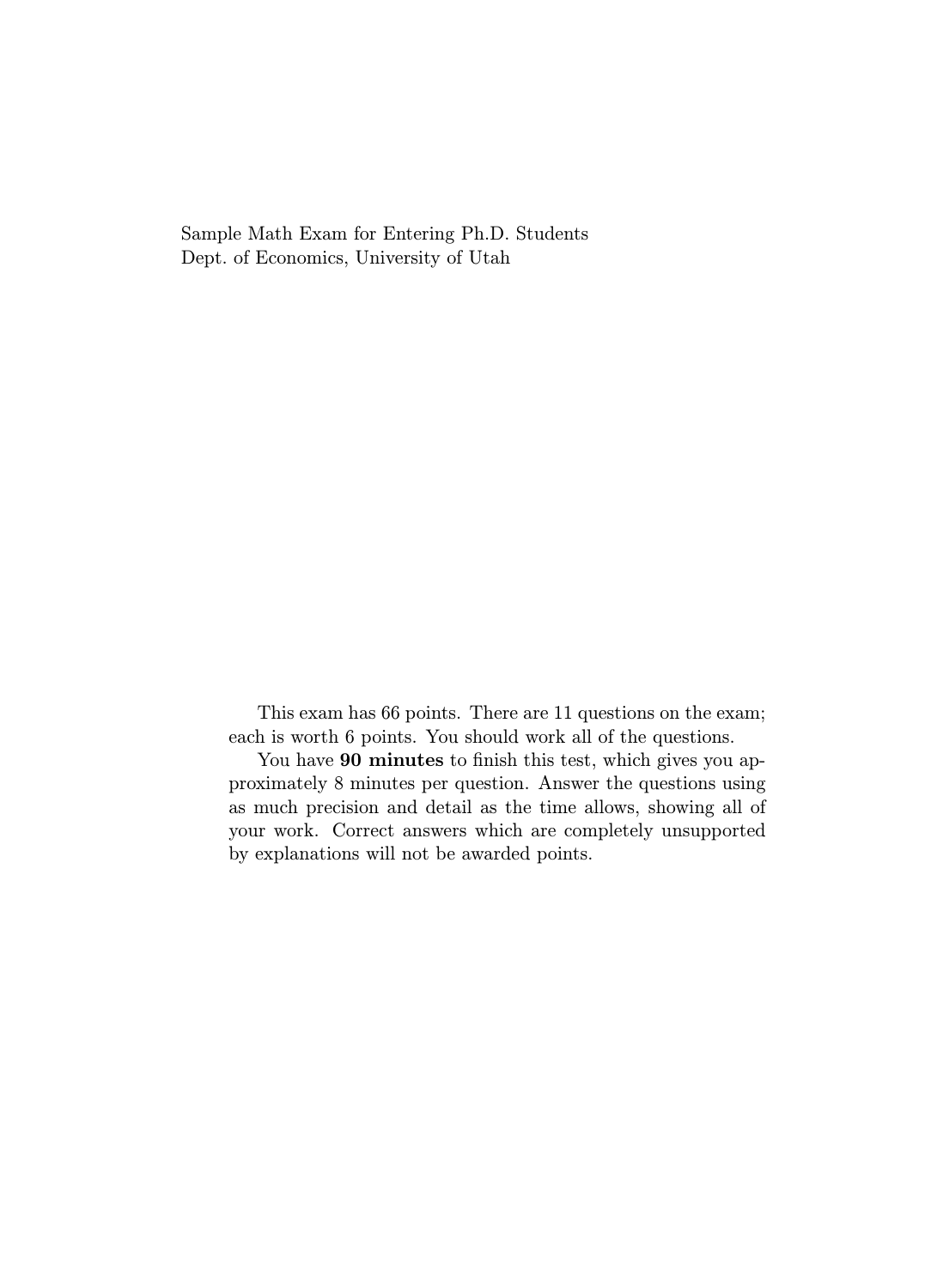Sample Math Exam for Entering Ph.D. Students
Dept. of Economics, University of Utah

This exam has 66 points. There are 11 questions on the exam; each is worth 6 points. You should work all of the questions.

You have **90 minutes** to finish this test, which gives you approximately 8 minutes per question. Answer the questions using as much precision and detail as the time allows, showing all of your work. Correct answers which are completely unsupported by explanations will not be awarded points.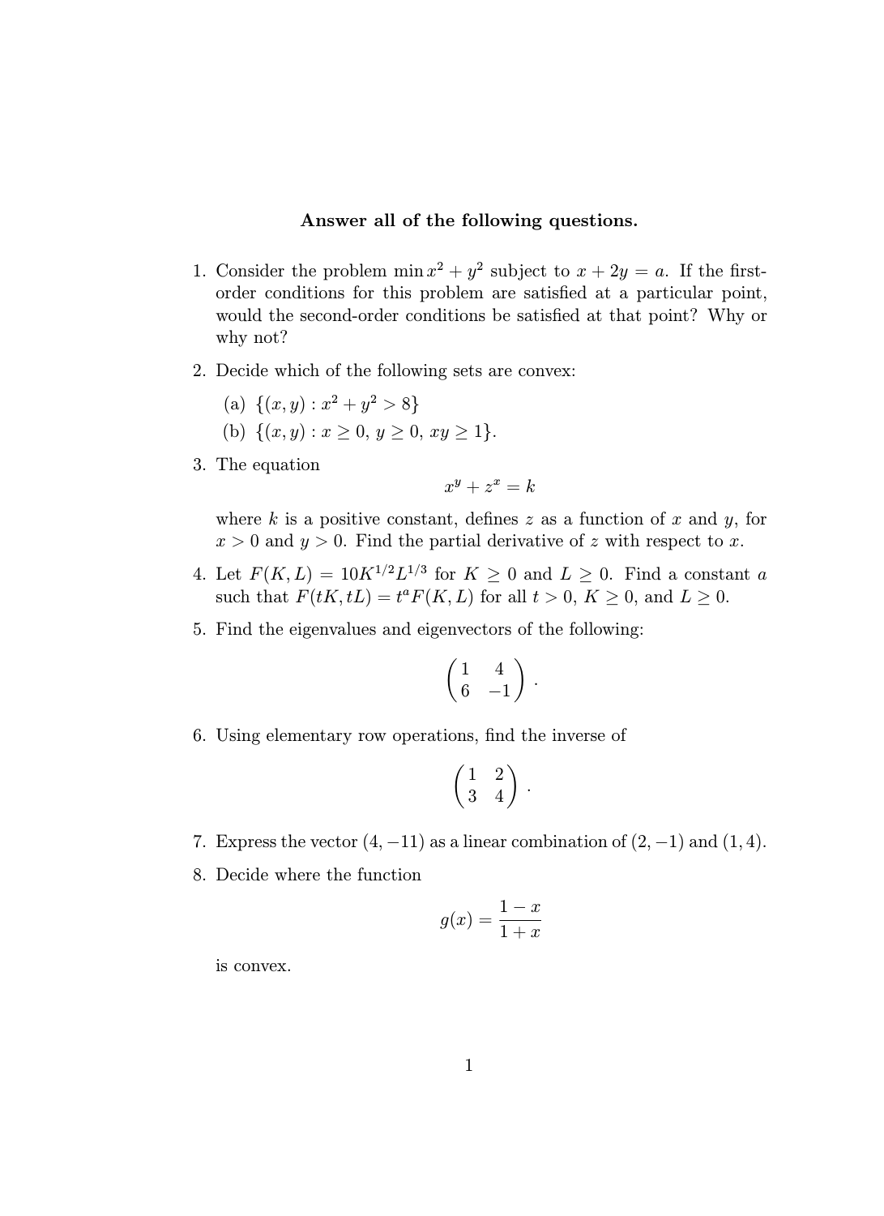**Answer all of the following questions.**

1. Consider the problem $\min x^2 + y^2$ subject to $x + 2y = a$. If the first-order conditions for this problem are satisfied at a particular point, would the second-order conditions be satisfied at that point? Why or why not?

2. Decide which of the following sets are convex:

   (a) $\{(x, y) : x^2 + y^2 > 8\}$

   (b) $\{(x, y) : x \geq 0,\ y \geq 0,\ xy \geq 1\}$.

3. The equation

$$x^y + z^x = k$$

   where $k$ is a positive constant, defines $z$ as a function of $x$ and $y$, for $x > 0$ and $y > 0$. Find the partial derivative of $z$ with respect to $x$.

4. Let $F(K, L) = 10K^{1/2}L^{1/3}$ for $K \geq 0$ and $L \geq 0$. Find a constant $a$ such that $F(tK, tL) = t^a F(K, L)$ for all $t > 0$, $K \geq 0$, and $L \geq 0$.

5. Find the eigenvalues and eigenvectors of the following:

$$\begin{pmatrix} 1 & 4 \\ 6 & -1 \end{pmatrix}.$$

6. Using elementary row operations, find the inverse of

$$\begin{pmatrix} 1 & 2 \\ 3 & 4 \end{pmatrix}.$$

7. Express the vector $(4, -11)$ as a linear combination of $(2, -1)$ and $(1, 4)$.

8. Decide where the function

$$g(x) = \frac{1 - x}{1 + x}$$

   is convex.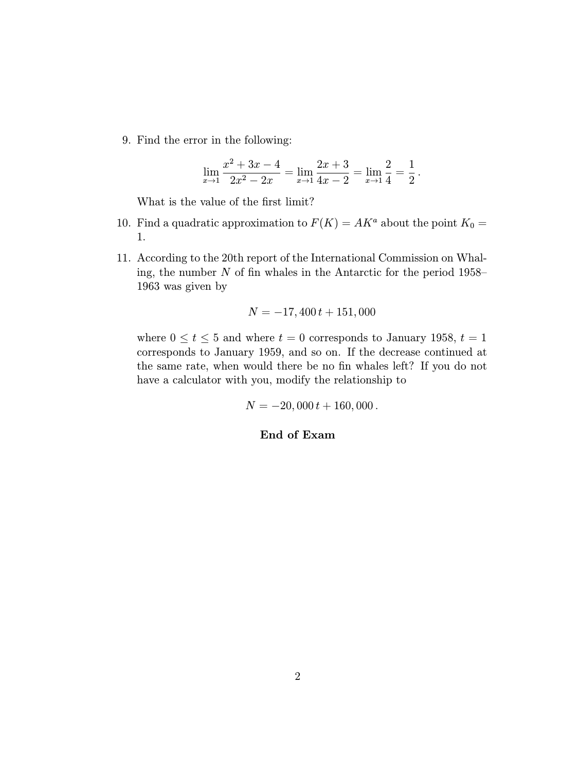9. Find the error in the following:

$$\lim_{x \to 1} \frac{x^2 + 3x - 4}{2x^2 - 2x} = \lim_{x \to 1} \frac{2x + 3}{4x - 2} = \lim_{x \to 1} \frac{2}{4} = \frac{1}{2}.$$

   What is the value of the first limit?

10. Find a quadratic approximation to $F(K) = AK^a$ about the point $K_0 = 1$.

11. According to the 20th report of the International Commission on Whaling, the number $N$ of fin whales in the Antarctic for the period 1958–1963 was given by

$$N = -17,400\,t + 151,000$$

   where $0 \leq t \leq 5$ and where $t = 0$ corresponds to January 1958, $t = 1$ corresponds to January 1959, and so on. If the decrease continued at the same rate, when would there be no fin whales left? If you do not have a calculator with you, modify the relationship to

$$N = -20,000\,t + 160,000\,.$$

**End of Exam**